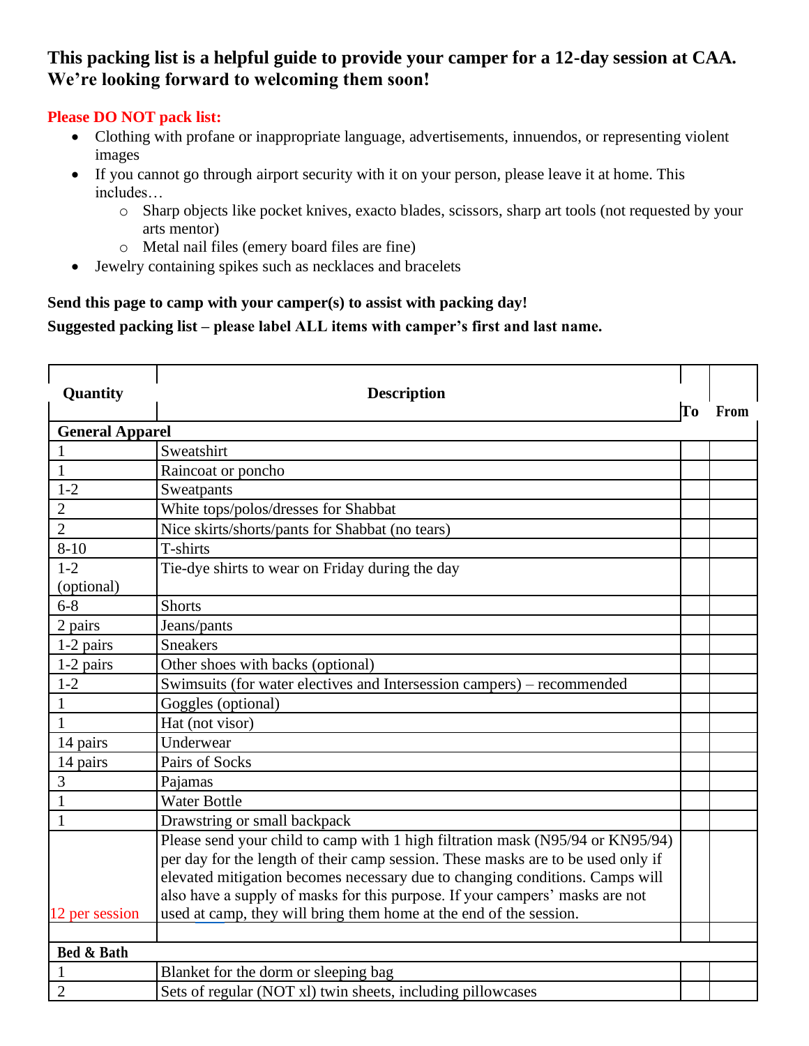**This packing list is a helpful guide to provide your camper for a 12-day session at CAA. We're looking forward to welcoming them soon!**

**Please DO NOT pack list:**

- Clothing with profane or inappropriate language, advertisements, innuendos, or representing violent images
- If you cannot go through airport security with it on your person, please leave it at home. This includes…
  - Sharp objects like pocket knives, exacto blades, scissors, sharp art tools (not requested by your arts mentor)
  - Metal nail files (emery board files are fine)
- Jewelry containing spikes such as necklaces and bracelets

**Send this page to camp with your camper(s) to assist with packing day!**

**Suggested packing list – please label ALL items with camper's first and last name.**

| Quantity | Description | To | From |
|---|---|---|---|
| **General Apparel** | | | |
| 1 | Sweatshirt | | |
| 1 | Raincoat or poncho | | |
| 1-2 | Sweatpants | | |
| 2 | White tops/polos/dresses for Shabbat | | |
| 2 | Nice skirts/shorts/pants for Shabbat (no tears) | | |
| 8-10 | T-shirts | | |
| 1-2 (optional) | Tie-dye shirts to wear on Friday during the day | | |
| 6-8 | Shorts | | |
| 2 pairs | Jeans/pants | | |
| 1-2 pairs | Sneakers | | |
| 1-2 pairs | Other shoes with backs (optional) | | |
| 1-2 | Swimsuits (for water electives and Intersession campers) – recommended | | |
| 1 | Goggles (optional) | | |
| 1 | Hat (not visor) | | |
| 14 pairs | Underwear | | |
| 14 pairs | Pairs of Socks | | |
| 3 | Pajamas | | |
| 1 | Water Bottle | | |
| 1 | Drawstring or small backpack | | |
| 12 per session | Please send your child to camp with 1 high filtration mask (N95/94 or KN95/94) per day for the length of their camp session. These masks are to be used only if elevated mitigation becomes necessary due to changing conditions. Camps will also have a supply of masks for this purpose. If your campers' masks are not used at camp, they will bring them home at the end of the session. | | |
| | | | |
| **Bed & Bath** | | | |
| 1 | Blanket for the dorm or sleeping bag | | |
| 2 | Sets of regular (NOT xl) twin sheets, including pillowcases | | |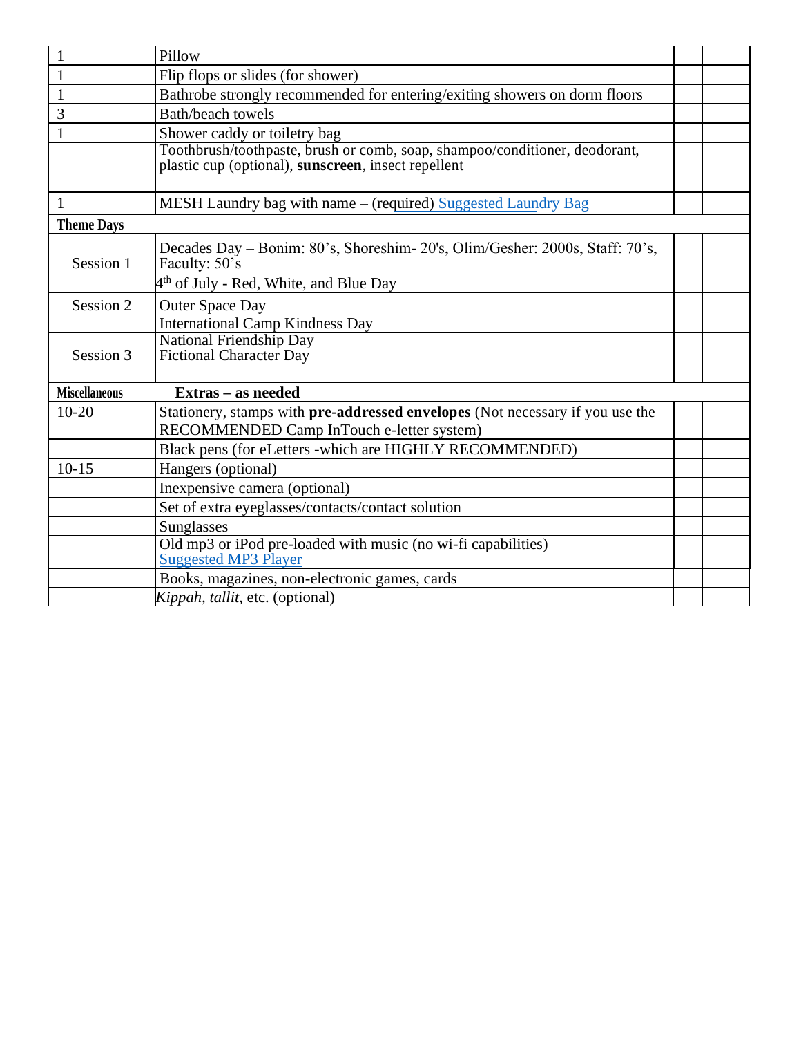| | | | |
|---|---|---|---|
| 1 | Pillow | | |
| 1 | Flip flops or slides (for shower) | | |
| 1 | Bathrobe strongly recommended for entering/exiting showers on dorm floors | | |
| 3 | Bath/beach towels | | |
| 1 | Shower caddy or toiletry bag | | |
| | Toothbrush/toothpaste, brush or comb, soap, shampoo/conditioner, deodorant, plastic cup (optional), **sunscreen**, insect repellent | | |
| 1 | MESH Laundry bag with name – (required) Suggested Laundry Bag | | |
| **Theme Days** | | | |
| Session 1 | Decades Day – Bonim: 80's, Shoreshim- 20's, Olim/Gesher: 2000s, Staff: 70's, Faculty: 50's<br>4th of July - Red, White, and Blue Day | | |
| Session 2 | Outer Space Day<br>International Camp Kindness Day | | |
| Session 3 | National Friendship Day<br>Fictional Character Day | | |
| **Miscellaneous** | **Extras – as needed** | | |
| 10-20 | Stationery, stamps with **pre-addressed envelopes** (Not necessary if you use the RECOMMENDED Camp InTouch e-letter system) | | |
| | Black pens (for eLetters -which are HIGHLY RECOMMENDED) | | |
| 10-15 | Hangers (optional) | | |
| | Inexpensive camera (optional) | | |
| | Set of extra eyeglasses/contacts/contact solution | | |
| | Sunglasses | | |
| | Old mp3 or iPod pre-loaded with music (no wi-fi capabilities)<br>Suggested MP3 Player | | |
| | Books, magazines, non-electronic games, cards | | |
| | *Kippah*, *tallit*, etc. (optional) | | |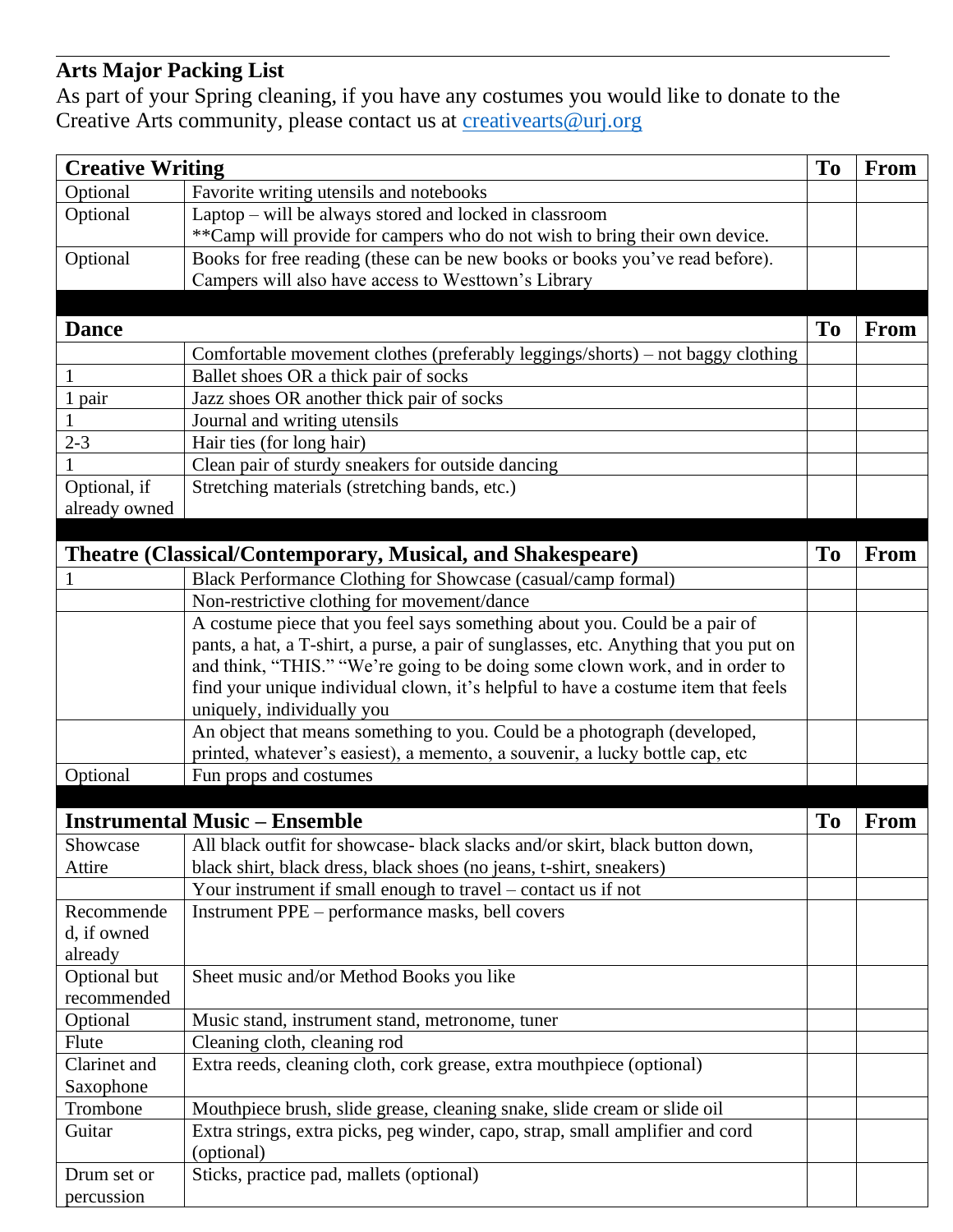## Arts Major Packing List

As part of your Spring cleaning, if you have any costumes you would like to donate to the Creative Arts community, please contact us at creativearts@urj.org

| **Creative Writing** | | **To** | **From** |
|---|---|---|---|
| Optional | Favorite writing utensils and notebooks | | |
| Optional | Laptop – will be always stored and locked in classroom<br>**Camp will provide for campers who do not wish to bring their own device. | | |
| Optional | Books for free reading (these can be new books or books you've read before). Campers will also have access to Westtown's Library | | |

| **Dance** | | **To** | **From** |
|---|---|---|---|
| | Comfortable movement clothes (preferably leggings/shorts) – not baggy clothing | | |
| 1 | Ballet shoes OR a thick pair of socks | | |
| 1 pair | Jazz shoes OR another thick pair of socks | | |
| 1 | Journal and writing utensils | | |
| 2-3 | Hair ties (for long hair) | | |
| 1 | Clean pair of sturdy sneakers for outside dancing | | |
| Optional, if already owned | Stretching materials (stretching bands, etc.) | | |

| **Theatre (Classical/Contemporary, Musical, and Shakespeare)** | | **To** | **From** |
|---|---|---|---|
| 1 | Black Performance Clothing for Showcase (casual/camp formal) | | |
| | Non-restrictive clothing for movement/dance | | |
| | A costume piece that you feel says something about you. Could be a pair of pants, a hat, a T-shirt, a purse, a pair of sunglasses, etc. Anything that you put on and think, "THIS." "We're going to be doing some clown work, and in order to find your unique individual clown, it's helpful to have a costume item that feels uniquely, individually you | | |
| | An object that means something to you. Could be a photograph (developed, printed, whatever's easiest), a memento, a souvenir, a lucky bottle cap, etc | | |
| Optional | Fun props and costumes | | |

| **Instrumental Music – Ensemble** | | **To** | **From** |
|---|---|---|---|
| Showcase Attire | All black outfit for showcase- black slacks and/or skirt, black button down, black shirt, black dress, black shoes (no jeans, t-shirt, sneakers) | | |
| | Your instrument if small enough to travel – contact us if not | | |
| Recommended, if owned already | Instrument PPE – performance masks, bell covers | | |
| Optional but recommended | Sheet music and/or Method Books you like | | |
| Optional | Music stand, instrument stand, metronome, tuner | | |
| Flute | Cleaning cloth, cleaning rod | | |
| Clarinet and Saxophone | Extra reeds, cleaning cloth, cork grease, extra mouthpiece (optional) | | |
| Trombone | Mouthpiece brush, slide grease, cleaning snake, slide cream or slide oil | | |
| Guitar | Extra strings, extra picks, peg winder, capo, strap, small amplifier and cord (optional) | | |
| Drum set or percussion | Sticks, practice pad, mallets (optional) | | |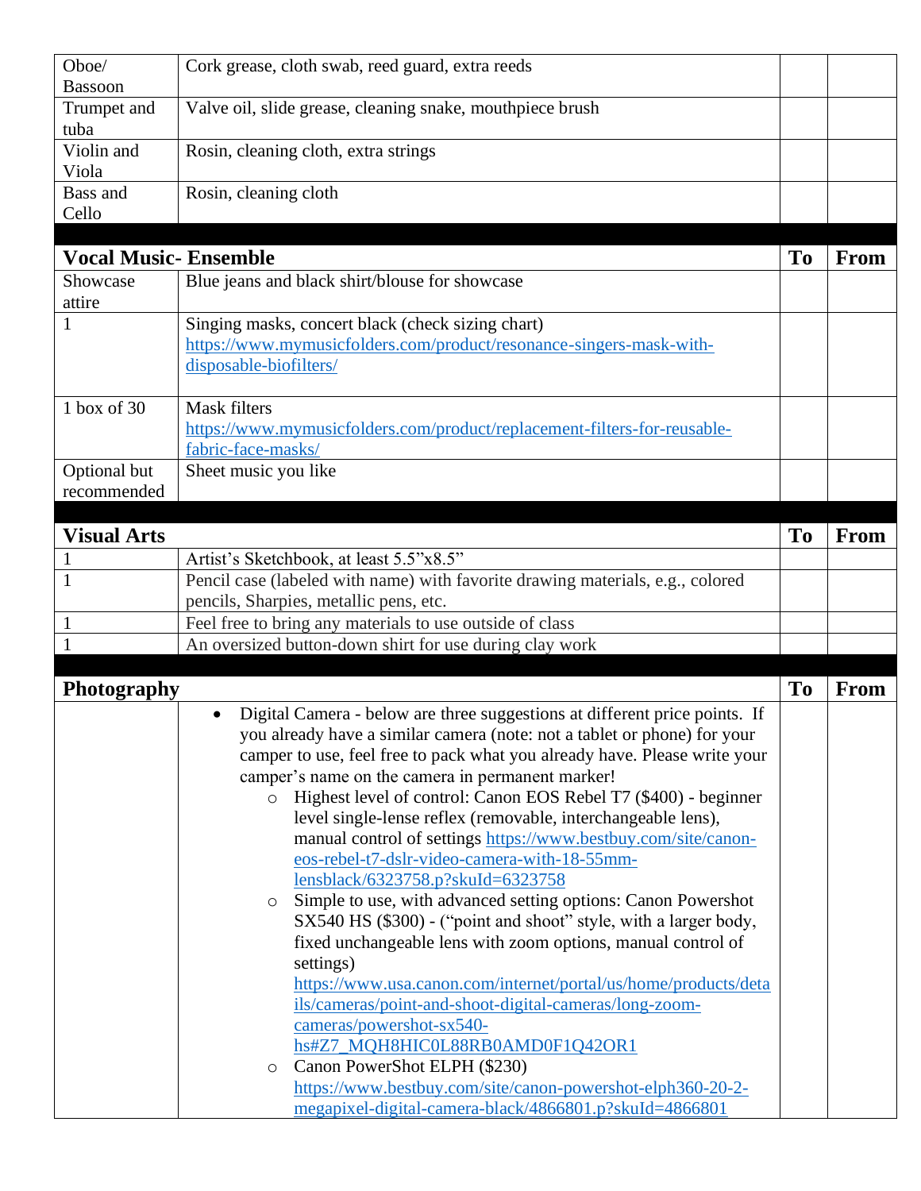| | | To | From |
|---|---|---|---|
| Oboe/ Bassoon | Cork grease, cloth swab, reed guard, extra reeds | | |
| Trumpet and tuba | Valve oil, slide grease, cleaning snake, mouthpiece brush | | |
| Violin and Viola | Rosin, cleaning cloth, extra strings | | |
| Bass and Cello | Rosin, cleaning cloth | | |
| **Vocal Music- Ensemble** | | **To** | **From** |
| Showcase attire | Blue jeans and black shirt/blouse for showcase | | |
| 1 | Singing masks, concert black (check sizing chart) https://www.mymusicfolders.com/product/resonance-singers-mask-with-disposable-biofilters/ | | |
| 1 box of 30 | Mask filters https://www.mymusicfolders.com/product/replacement-filters-for-reusable-fabric-face-masks/ | | |
| Optional but recommended | Sheet music you like | | |
| **Visual Arts** | | **To** | **From** |
| 1 | Artist's Sketchbook, at least 5.5"x8.5" | | |
| 1 | Pencil case (labeled with name) with favorite drawing materials, e.g., colored pencils, Sharpies, metallic pens, etc. | | |
| 1 | Feel free to bring any materials to use outside of class | | |
| 1 | An oversized button-down shirt for use during clay work | | |
| **Photography** | | **To** | **From** |
| | • Digital Camera - below are three suggestions at different price points. If you already have a similar camera (note: not a tablet or phone) for your camper to use, feel free to pack what you already have. Please write your camper's name on the camera in permanent marker!<br>◦ Highest level of control: Canon EOS Rebel T7 ($400) - beginner level single-lense reflex (removable, interchangeable lens), manual control of settings https://www.bestbuy.com/site/canon-eos-rebel-t7-dslr-video-camera-with-18-55mm-lensblack/6323758.p?skuId=6323758<br>◦ Simple to use, with advanced setting options: Canon Powershot SX540 HS ($300) - ("point and shoot" style, with a larger body, fixed unchangeable lens with zoom options, manual control of settings) https://www.usa.canon.com/internet/portal/us/home/products/details/cameras/point-and-shoot-digital-cameras/long-zoom-cameras/powershot-sx540-hs#Z7_MQH8HIC0L88RB0AMD0F1Q42OR1<br>◦ Canon PowerShot ELPH ($230) https://www.bestbuy.com/site/canon-powershot-elph360-20-2-megapixel-digital-camera-black/4866801.p?skuId=4866801 | | |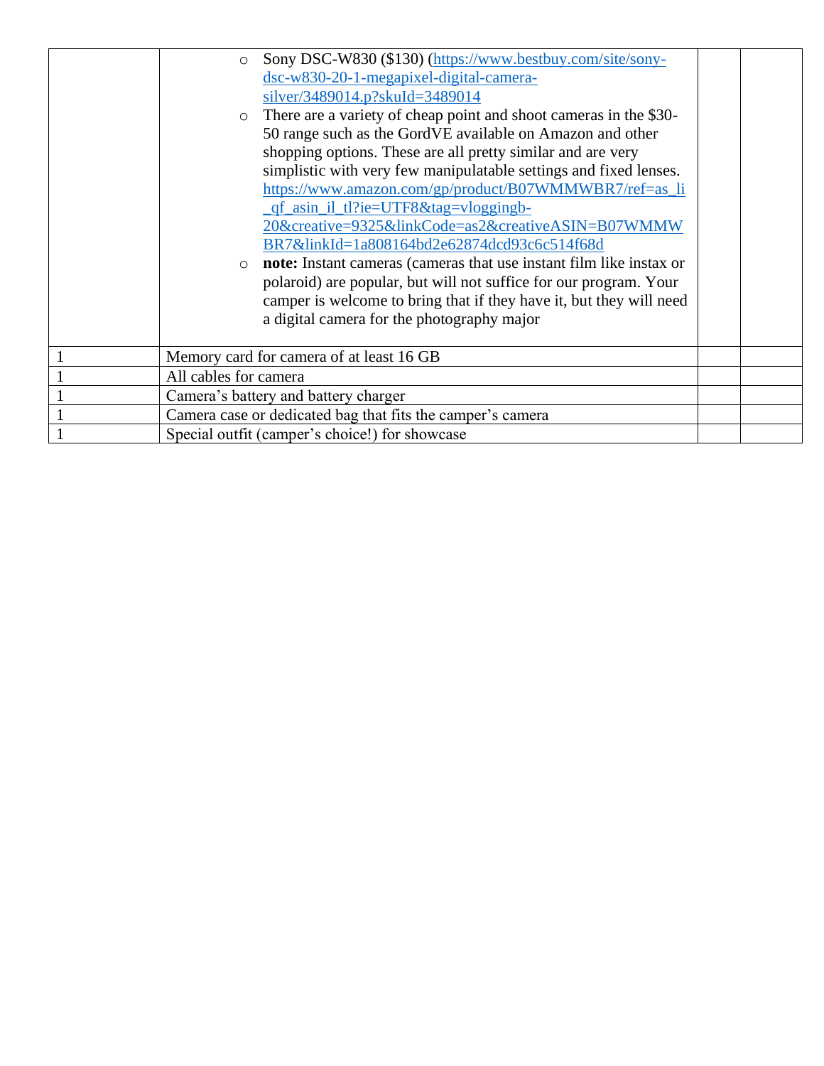| | | | |
|---|---|---|---|
| | - Sony DSC-W830 ($130) (https://www.bestbuy.com/site/sony-dsc-w830-20-1-megapixel-digital-camera-silver/3489014.p?skuId=3489014<br>- There are a variety of cheap point and shoot cameras in the $30-50 range such as the GordVE available on Amazon and other shopping options. These are all pretty similar and are very simplistic with very few manipulatable settings and fixed lenses. https://www.amazon.com/gp/product/B07WMMWBR7/ref=as_li_qf_asin_il_tl?ie=UTF8&tag=vloggingb-20&creative=9325&linkCode=as2&creativeASIN=B07WMMWBR7&linkId=1a808164bd2e62874dcd93c6c514f68d<br>- **note:** Instant cameras (cameras that use instant film like instax or polaroid) are popular, but will not suffice for our program. Your camper is welcome to bring that if they have it, but they will need a digital camera for the photography major | | |
| 1 | Memory card for camera of at least 16 GB | | |
| 1 | All cables for camera | | |
| 1 | Camera's battery and battery charger | | |
| 1 | Camera case or dedicated bag that fits the camper's camera | | |
| 1 | Special outfit (camper's choice!) for showcase | | |